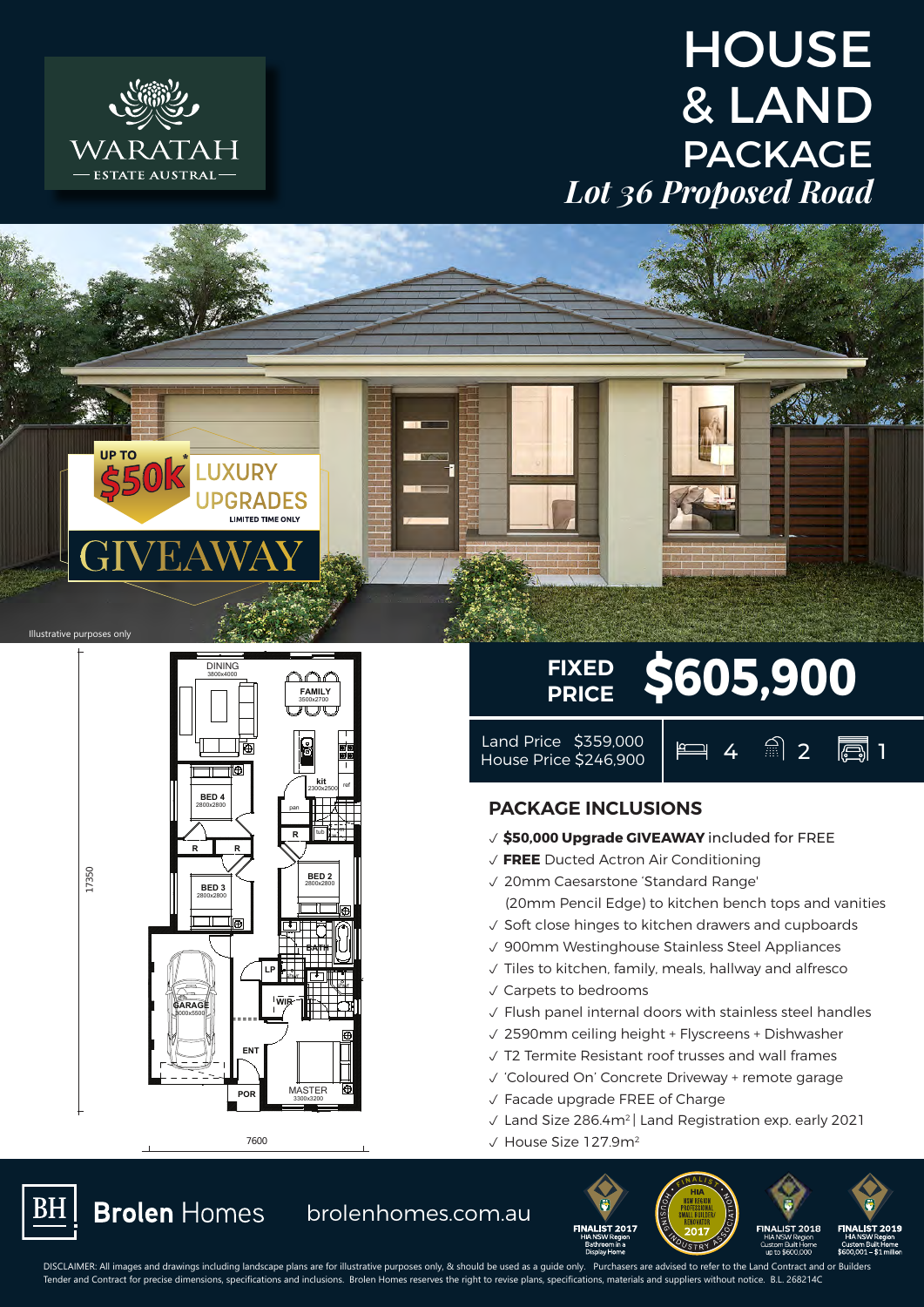WARATAH
— ESTATE AUSTRAL —

# HOUSE & LAND PACKAGE

*Lot 36 Proposed Road*

UP TO $50k* LUXURY UPGRADES
LIMITED TIME ONLY
GIVEAWAY

Illustrative purposes only

DINING 3800x4000
FAMILY 3500x2700
kit 2300x2500
BED 4 2800x2800
BED 3 2800x2800
BED 2 2800x2800
BATH
LP
WIR
GARAGE 3000x5500
ENT
POR
MASTER 3300x3200
17350
7600

## FIXED PRICE $605,900

Land Price $359,000
House Price $246,900

4 bedrooms | 2 bathrooms | 1 garage

## PACKAGE INCLUSIONS

- ✓ **$50,000 Upgrade GIVEAWAY** included for FREE
- ✓ **FREE** Ducted Actron Air Conditioning
- ✓ 20mm Caesarstone 'Standard Range' (20mm Pencil Edge) to kitchen bench tops and vanities
- ✓ Soft close hinges to kitchen drawers and cupboards
- ✓ 900mm Westinghouse Stainless Steel Appliances
- ✓ Tiles to kitchen, family, meals, hallway and alfresco
- ✓ Carpets to bedrooms
- ✓ Flush panel internal doors with stainless steel handles
- ✓ 2590mm ceiling height + Flyscreens + Dishwasher
- ✓ T2 Termite Resistant roof trusses and wall frames
- ✓ 'Coloured On' Concrete Driveway + remote garage
- ✓ Facade upgrade FREE of Charge
- ✓ Land Size 286.4m² | Land Registration exp. early 2021
- ✓ House Size 127.9m²

**Brolen** Homes brolenhomes.com.au

FINALIST 2017 HIA NSW Region Bathroom in a Display Home | HIA NSW Region Professional Small Builder/Renovator 2017 Finalist | FINALIST 2018 HIA NSW Region Custom Built Home up to $600,000 | FINALIST 2019 HIA NSW Region Custom Built Home $600,001 – $1 million

DISCLAIMER: All images and drawings including landscape plans are for illustrative purposes only, & should be used as a guide only. Purchasers are advised to refer to the Land Contract and or Builders Tender and Contract for precise dimensions, specifications and inclusions. Brolen Homes reserves the right to revise plans, specifications, materials and suppliers without notice. B.L. 268214C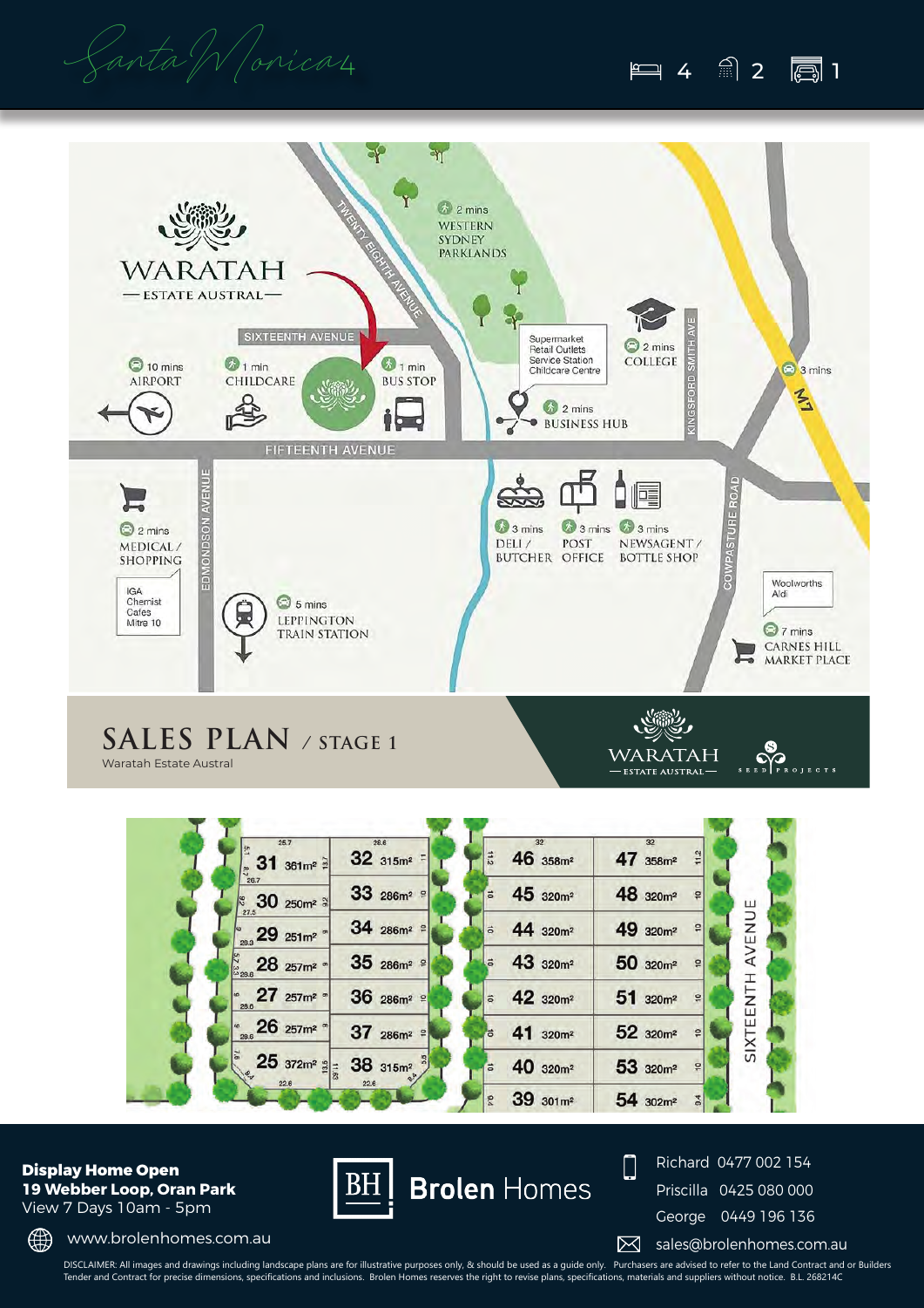# Santa Monica 4

4 | 2 | 1

WARATAH
— ESTATE AUSTRAL —

SIXTEENTH AVENUE
TWENTY EIGHTH AVENUE
FIFTEENTH AVENUE
EDMONDSON AVENUE
KINGSFORD SMITH AVE
COWPASTURE ROAD
M7

2 mins
WESTERN SYDNEY PARKLANDS

10 mins
AIRPORT

1 min
CHILDCARE

1 min
BUS STOP

Supermarket
Retail Outlets
Service Station
Childcare Centre

2 mins
BUSINESS HUB

2 mins
COLLEGE

3 mins

2 mins
MEDICAL / SHOPPING

IGA
Chemist
Cafes
Mitre 10

5 mins
LEPPINGTON TRAIN STATION

3 mins
DELI / BUTCHER

3 mins
POST OFFICE

3 mins
NEWSAGENT / BOTTLE SHOP

Woolworths
Aldi

7 mins
CARNES HILL MARKET PLACE

## SALES PLAN / STAGE 1

Waratah Estate Austral

WARATAH — ESTATE AUSTRAL —
SEED PROJECTS

| Lot | Area | Lot | Area | Lot | Area | Lot | Area |
|---|---|---|---|---|---|---|---|
| 31 | 361m² | 32 | 315m² | 46 | 358m² | 47 | 358m² |
| 30 | 250m² | 33 | 286m² | 45 | 320m² | 48 | 320m² |
| 29 | 251m² | 34 | 286m² | 44 | 320m² | 49 | 320m² |
| 28 | 257m² | 35 | 286m² | 43 | 320m² | 50 | 320m² |
| 27 | 257m² | 36 | 286m² | 42 | 320m² | 51 | 320m² |
| 26 | 257m² | 37 | 286m² | 41 | 320m² | 52 | 320m² |
| 25 | 372m² | 38 | 315m² | 40 | 320m² | 53 | 320m² |
| | | | | 39 | 301m² | 54 | 302m² |

SIXTEENTH AVENUE

**Display Home Open**
**19 Webber Loop, Oran Park**
View 7 Days 10am - 5pm

www.brolenhomes.com.au

BH Brolen Homes

Richard 0477 002 154
Priscilla 0425 080 000
George 0449 196 136
sales@brolenhomes.com.au

DISCLAIMER: All images and drawings including landscape plans are for illustrative purposes only, & should be used as a guide only. Purchasers are advised to refer to the Land Contract and or Builders Tender and Contract for precise dimensions, specifications and inclusions. Brolen Homes reserves the right to revise plans, specifications, materials and suppliers without notice. B.L. 268214C